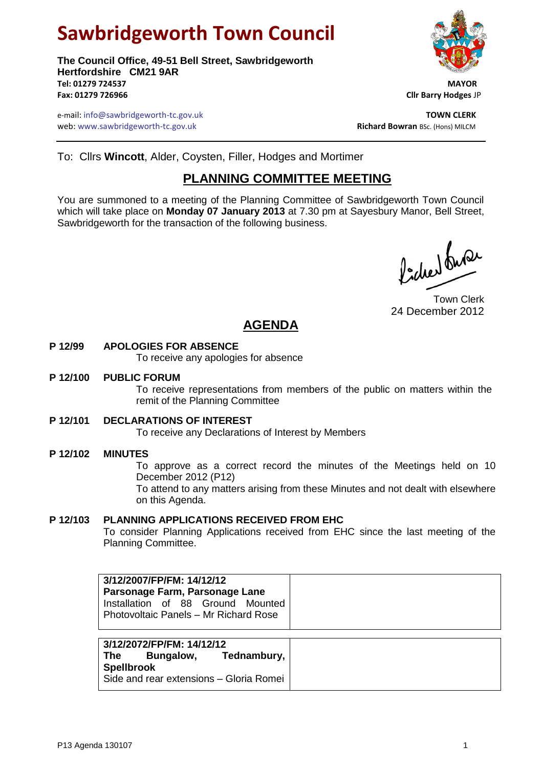# Sawbridgeworth Town Council

**The Council Office, 49-51 Bell Street, Sawbridgeworth**
**Hertfordshire CM21 9AR**
**Tel: 01279 724537**
**Fax: 01279 726966**

**MAYOR**
**Cllr Barry Hodges** JP

e-mail: info@sawbridgeworth-tc.gov.uk
web: www.sawbridgeworth-tc.gov.uk

**TOWN CLERK**
**Richard Bowran** BSc. (Hons) MILCM

To: Cllrs **Wincott**, Alder, Coysten, Filler, Hodges and Mortimer

## PLANNING COMMITTEE MEETING

You are summoned to a meeting of the Planning Committee of Sawbridgeworth Town Council which will take place on **Monday 07 January 2013** at 7.30 pm at Sayesbury Manor, Bell Street, Sawbridgeworth for the transaction of the following business.

Town Clerk
24 December 2012

## AGENDA

**P 12/99 APOLOGIES FOR ABSENCE**
To receive any apologies for absence

**P 12/100 PUBLIC FORUM**
To receive representations from members of the public on matters within the remit of the Planning Committee

**P 12/101 DECLARATIONS OF INTEREST**
To receive any Declarations of Interest by Members

**P 12/102 MINUTES**
To approve as a correct record the minutes of the Meetings held on 10 December 2012 (P12)
To attend to any matters arising from these Minutes and not dealt with elsewhere on this Agenda.

**P 12/103 PLANNING APPLICATIONS RECEIVED FROM EHC**
To consider Planning Applications received from EHC since the last meeting of the Planning Committee.

| | |
|---|---|
| **3/12/2007/FP/FM: 14/12/12**<br>**Parsonage Farm, Parsonage Lane**<br>Installation of 88 Ground Mounted Photovoltaic Panels – Mr Richard Rose | |

| | |
|---|---|
| **3/12/2072/FP/FM: 14/12/12**<br>**The Bungalow, Tednambury, Spellbrook**<br>Side and rear extensions – Gloria Romei | |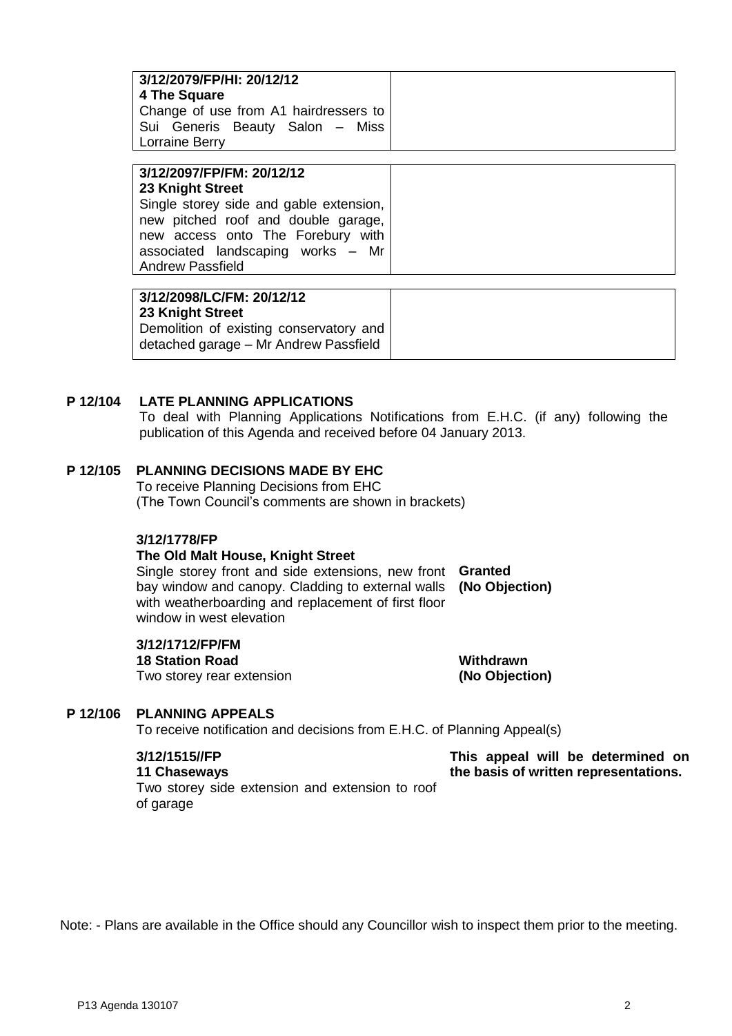| | |
|---|---|
| **3/12/2079/FP/HI: 20/12/12**<br>**4 The Square**<br>Change of use from A1 hairdressers to Sui Generis Beauty Salon – Miss Lorraine Berry | |

| | |
|---|---|
| **3/12/2097/FP/FM: 20/12/12**<br>**23 Knight Street**<br>Single storey side and gable extension, new pitched roof and double garage, new access onto The Forebury with associated landscaping works – Mr Andrew Passfield | |

| | |
|---|---|
| **3/12/2098/LC/FM: 20/12/12**<br>**23 Knight Street**<br>Demolition of existing conservatory and detached garage – Mr Andrew Passfield | |

**P 12/104 LATE PLANNING APPLICATIONS**

To deal with Planning Applications Notifications from E.H.C. (if any) following the publication of this Agenda and received before 04 January 2013.

**P 12/105 PLANNING DECISIONS MADE BY EHC**

To receive Planning Decisions from EHC
(The Town Council's comments are shown in brackets)

**3/12/1778/FP**
**The Old Malt House, Knight Street**
Single storey front and side extensions, new front bay window and canopy. Cladding to external walls with weatherboarding and replacement of first floor window in west elevation

**Granted**
**(No Objection)**

**3/12/1712/FP/FM**
**18 Station Road**
Two storey rear extension

**Withdrawn**
**(No Objection)**

**P 12/106 PLANNING APPEALS**

To receive notification and decisions from E.H.C. of Planning Appeal(s)

**3/12/1515//FP**
**11 Chaseways**
Two storey side extension and extension to roof of garage

**This appeal will be determined on the basis of written representations.**

Note: - Plans are available in the Office should any Councillor wish to inspect them prior to the meeting.